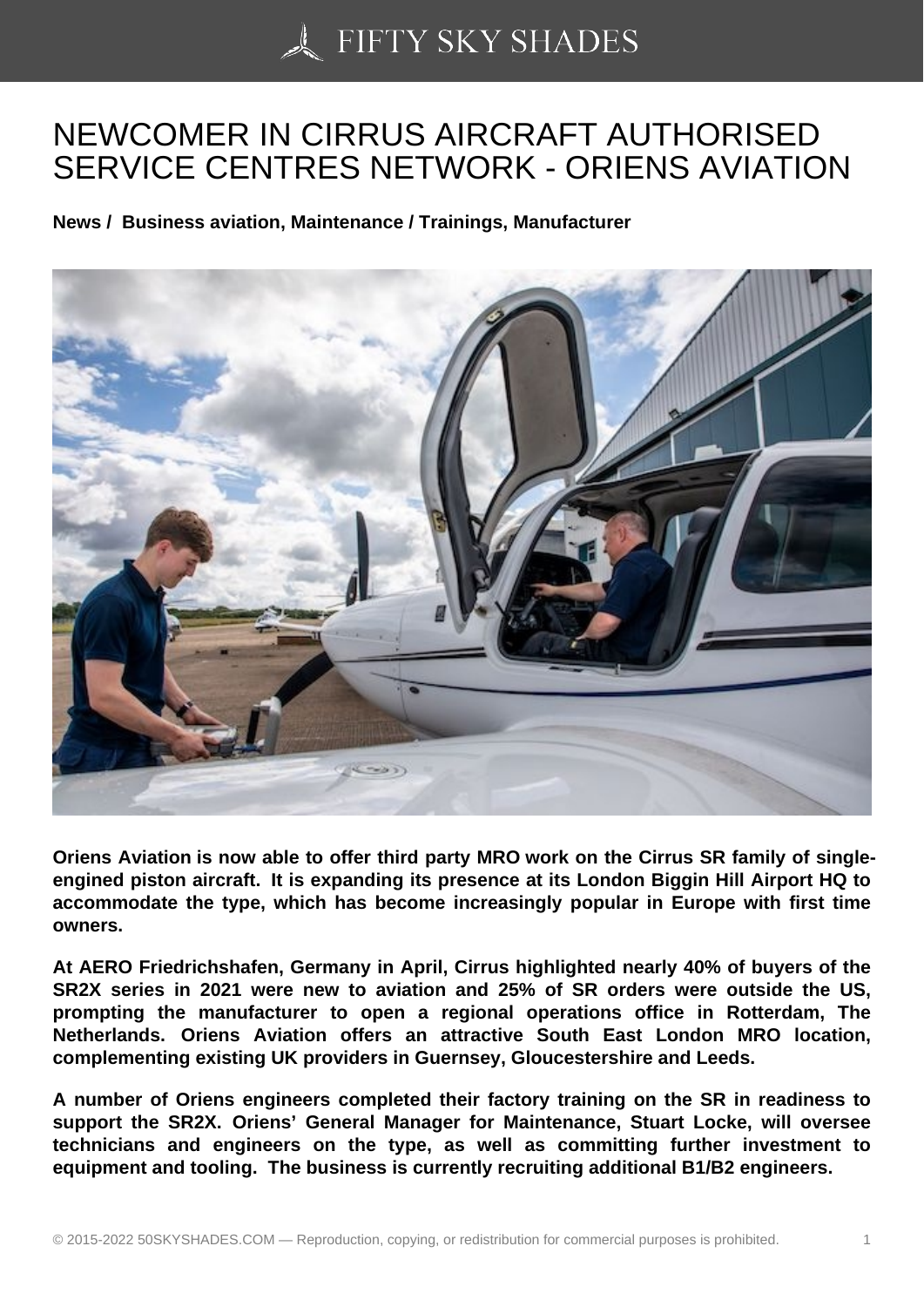# NEWCOMER IN CIRRUS AIRCRAFT AUTHORISED SERVICE CENTRES NETWORK - ORIENS AVIATION

**News / Business aviation, Maintenance / Trainings, Manufacturer**

**Oriens Aviation is now able to offer third party MRO work on the Cirrus SR family of single-engined piston aircraft. It is expanding its presence at its London Biggin Hill Airport HQ to accommodate the type, which has become increasingly popular in Europe with first time owners.**

**At AERO Friedrichshafen, Germany in April, Cirrus highlighted nearly 40% of buyers of the SR2X series in 2021 were new to aviation and 25% of SR orders were outside the US, prompting the manufacturer to open a regional operations office in Rotterdam, The Netherlands. Oriens Aviation offers an attractive South East London MRO location, complementing existing UK providers in Guernsey, Gloucestershire and Leeds.**

**A number of Oriens engineers completed their factory training on the SR in readiness to support the SR2X. Oriens' General Manager for Maintenance, Stuart Locke, will oversee technicians and engineers on the type, as well as committing further investment to equipment and tooling. The business is currently recruiting additional B1/B2 engineers.**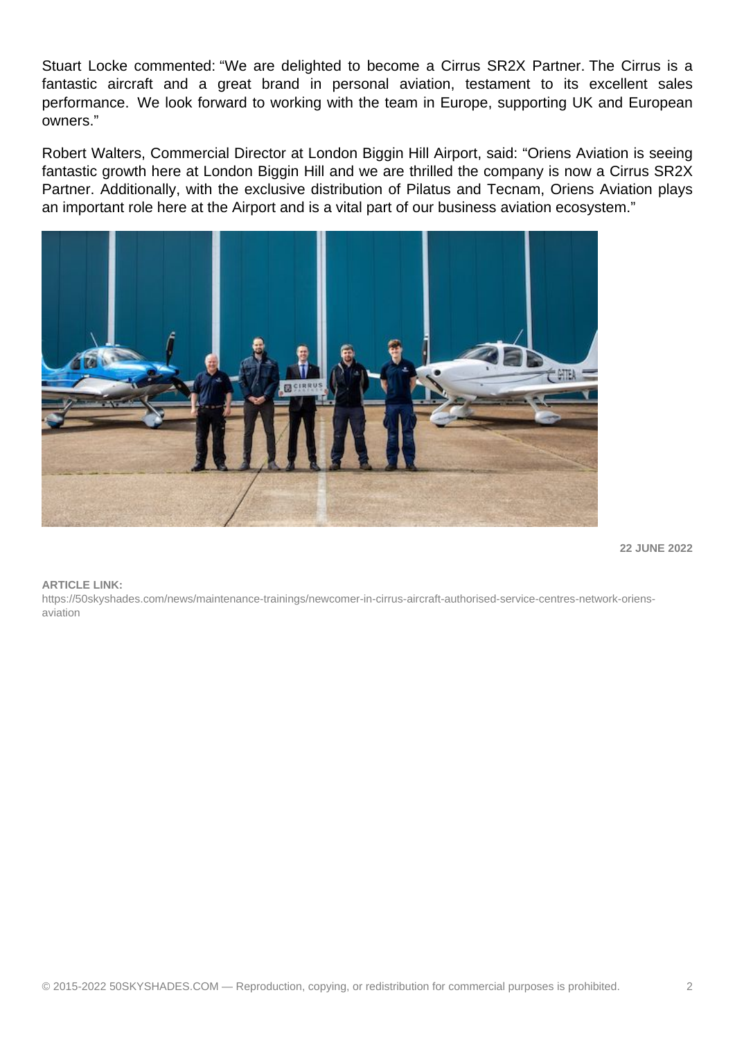Stuart Locke commented: “We are delighted to become a Cirrus SR2X Partner. The Cirrus is a fantastic aircraft and a great brand in personal aviation, testament to its excellent sales performance. We look forward to working with the team in Europe, supporting UK and European owners.”

Robert Walters, Commercial Director at London Biggin Hill Airport, said: “Oriens Aviation is seeing fantastic growth here at London Biggin Hill and we are thrilled the company is now a Cirrus SR2X Partner. Additionally, with the exclusive distribution of Pilatus and Tecnam, Oriens Aviation plays an important role here at the Airport and is a vital part of our business aviation ecosystem.”

**22 JUNE 2022**

**ARTICLE LINK:**
https://50skyshades.com/news/maintenance-trainings/newcomer-in-cirrus-aircraft-authorised-service-centres-network-oriens-aviation